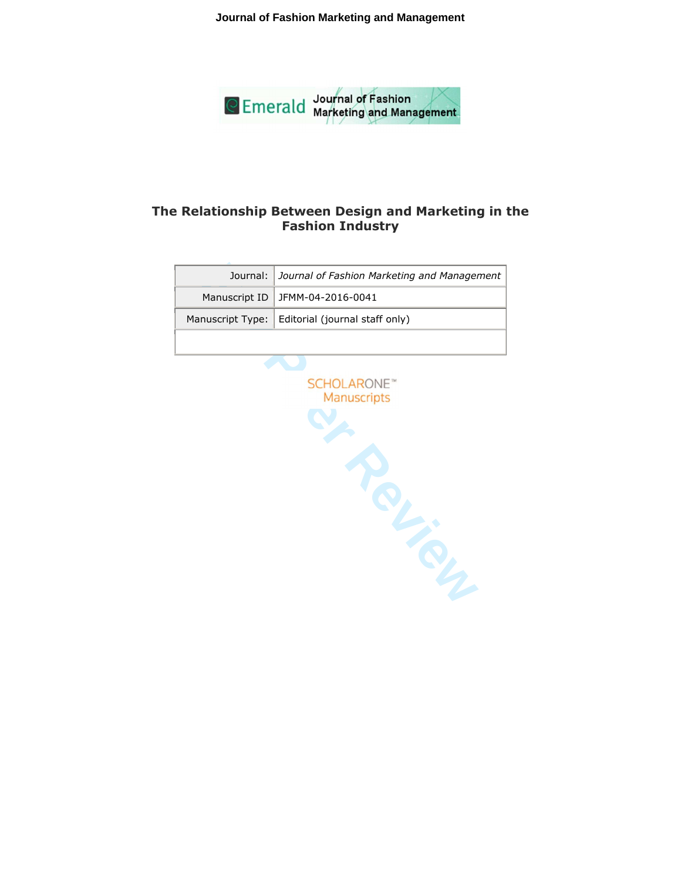# The Relationship Between Design and Marketing in the Fashion Industry

| Journal: | *Journal of Fashion Marketing and Management* |
|---|---|
| Manuscript ID | JFMM-04-2016-0041 |
| Manuscript Type: | Editorial (journal staff only) |
| | |

SCHOLARONE™
Manuscripts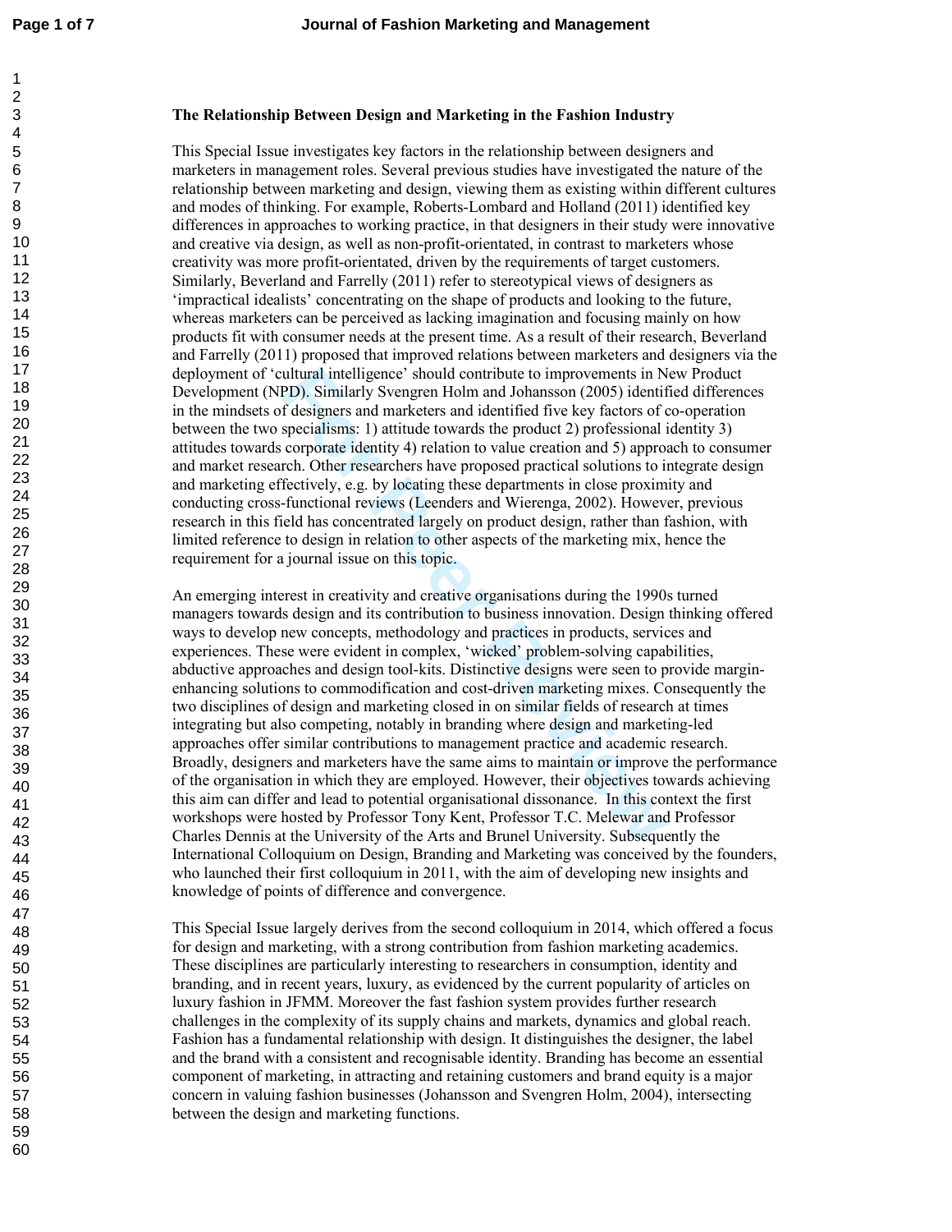**The Relationship Between Design and Marketing in the Fashion Industry**

This Special Issue investigates key factors in the relationship between designers and marketers in management roles. Several previous studies have investigated the nature of the relationship between marketing and design, viewing them as existing within different cultures and modes of thinking. For example, Roberts-Lombard and Holland (2011) identified key differences in approaches to working practice, in that designers in their study were innovative and creative via design, as well as non-profit-orientated, in contrast to marketers whose creativity was more profit-orientated, driven by the requirements of target customers. Similarly, Beverland and Farrelly (2011) refer to stereotypical views of designers as 'impractical idealists' concentrating on the shape of products and looking to the future, whereas marketers can be perceived as lacking imagination and focusing mainly on how products fit with consumer needs at the present time. As a result of their research, Beverland and Farrelly (2011) proposed that improved relations between marketers and designers via the deployment of 'cultural intelligence' should contribute to improvements in New Product Development (NPD). Similarly Svengren Holm and Johansson (2005) identified differences in the mindsets of designers and marketers and identified five key factors of co-operation between the two specialisms: 1) attitude towards the product 2) professional identity 3) attitudes towards corporate identity 4) relation to value creation and 5) approach to consumer and market research. Other researchers have proposed practical solutions to integrate design and marketing effectively, e.g. by locating these departments in close proximity and conducting cross-functional reviews (Leenders and Wierenga, 2002). However, previous research in this field has concentrated largely on product design, rather than fashion, with limited reference to design in relation to other aspects of the marketing mix, hence the requirement for a journal issue on this topic.

An emerging interest in creativity and creative organisations during the 1990s turned managers towards design and its contribution to business innovation. Design thinking offered ways to develop new concepts, methodology and practices in products, services and experiences. These were evident in complex, 'wicked' problem-solving capabilities, abductive approaches and design tool-kits. Distinctive designs were seen to provide margin-enhancing solutions to commodification and cost-driven marketing mixes. Consequently the two disciplines of design and marketing closed in on similar fields of research at times integrating but also competing, notably in branding where design and marketing-led approaches offer similar contributions to management practice and academic research. Broadly, designers and marketers have the same aims to maintain or improve the performance of the organisation in which they are employed. However, their objectives towards achieving this aim can differ and lead to potential organisational dissonance. In this context the first workshops were hosted by Professor Tony Kent, Professor T.C. Melewar and Professor Charles Dennis at the University of the Arts and Brunel University. Subsequently the International Colloquium on Design, Branding and Marketing was conceived by the founders, who launched their first colloquium in 2011, with the aim of developing new insights and knowledge of points of difference and convergence.

This Special Issue largely derives from the second colloquium in 2014, which offered a focus for design and marketing, with a strong contribution from fashion marketing academics. These disciplines are particularly interesting to researchers in consumption, identity and branding, and in recent years, luxury, as evidenced by the current popularity of articles on luxury fashion in JFMM. Moreover the fast fashion system provides further research challenges in the complexity of its supply chains and markets, dynamics and global reach. Fashion has a fundamental relationship with design. It distinguishes the designer, the label and the brand with a consistent and recognisable identity. Branding has become an essential component of marketing, in attracting and retaining customers and brand equity is a major concern in valuing fashion businesses (Johansson and Svengren Holm, 2004), intersecting between the design and marketing functions.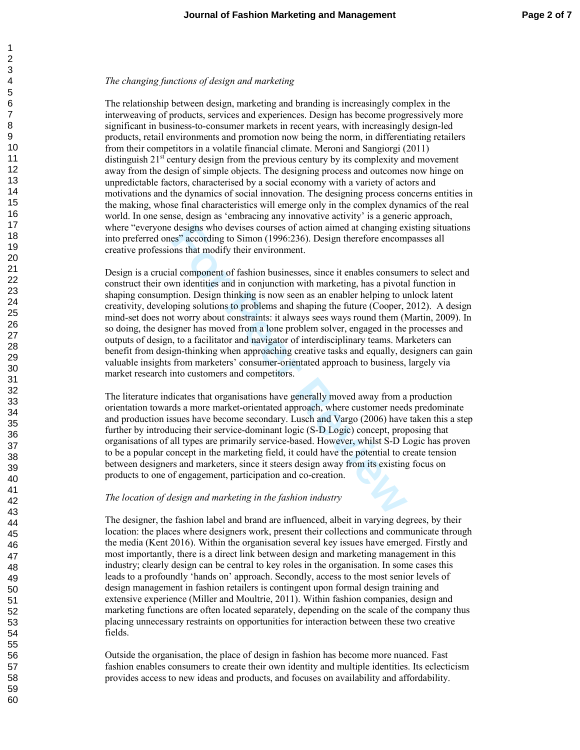*The changing functions of design and marketing*

The relationship between design, marketing and branding is increasingly complex in the interweaving of products, services and experiences. Design has become progressively more significant in business-to-consumer markets in recent years, with increasingly design-led products, retail environments and promotion now being the norm, in differentiating retailers from their competitors in a volatile financial climate. Meroni and Sangiorgi (2011) distinguish 21st century design from the previous century by its complexity and movement away from the design of simple objects. The designing process and outcomes now hinge on unpredictable factors, characterised by a social economy with a variety of actors and motivations and the dynamics of social innovation. The designing process concerns entities in the making, whose final characteristics will emerge only in the complex dynamics of the real world. In one sense, design as 'embracing any innovative activity' is a generic approach, where "everyone designs who devises courses of action aimed at changing existing situations into preferred ones" according to Simon (1996:236). Design therefore encompasses all creative professions that modify their environment.

Design is a crucial component of fashion businesses, since it enables consumers to select and construct their own identities and in conjunction with marketing, has a pivotal function in shaping consumption. Design thinking is now seen as an enabler helping to unlock latent creativity, developing solutions to problems and shaping the future (Cooper, 2012). A design mind-set does not worry about constraints: it always sees ways round them (Martin, 2009). In so doing, the designer has moved from a lone problem solver, engaged in the processes and outputs of design, to a facilitator and navigator of interdisciplinary teams. Marketers can benefit from design-thinking when approaching creative tasks and equally, designers can gain valuable insights from marketers' consumer-orientated approach to business, largely via market research into customers and competitors.

The literature indicates that organisations have generally moved away from a production orientation towards a more market-orientated approach, where customer needs predominate and production issues have become secondary. Lusch and Vargo (2006) have taken this a step further by introducing their service-dominant logic (S-D Logic) concept, proposing that organisations of all types are primarily service-based. However, whilst S-D Logic has proven to be a popular concept in the marketing field, it could have the potential to create tension between designers and marketers, since it steers design away from its existing focus on products to one of engagement, participation and co-creation.

*The location of design and marketing in the fashion industry*

The designer, the fashion label and brand are influenced, albeit in varying degrees, by their location: the places where designers work, present their collections and communicate through the media (Kent 2016). Within the organisation several key issues have emerged. Firstly and most importantly, there is a direct link between design and marketing management in this industry; clearly design can be central to key roles in the organisation. In some cases this leads to a profoundly 'hands on' approach. Secondly, access to the most senior levels of design management in fashion retailers is contingent upon formal design training and extensive experience (Miller and Moultrie, 2011). Within fashion companies, design and marketing functions are often located separately, depending on the scale of the company thus placing unnecessary restraints on opportunities for interaction between these two creative fields.

Outside the organisation, the place of design in fashion has become more nuanced. Fast fashion enables consumers to create their own identity and multiple identities. Its eclecticism provides access to new ideas and products, and focuses on availability and affordability.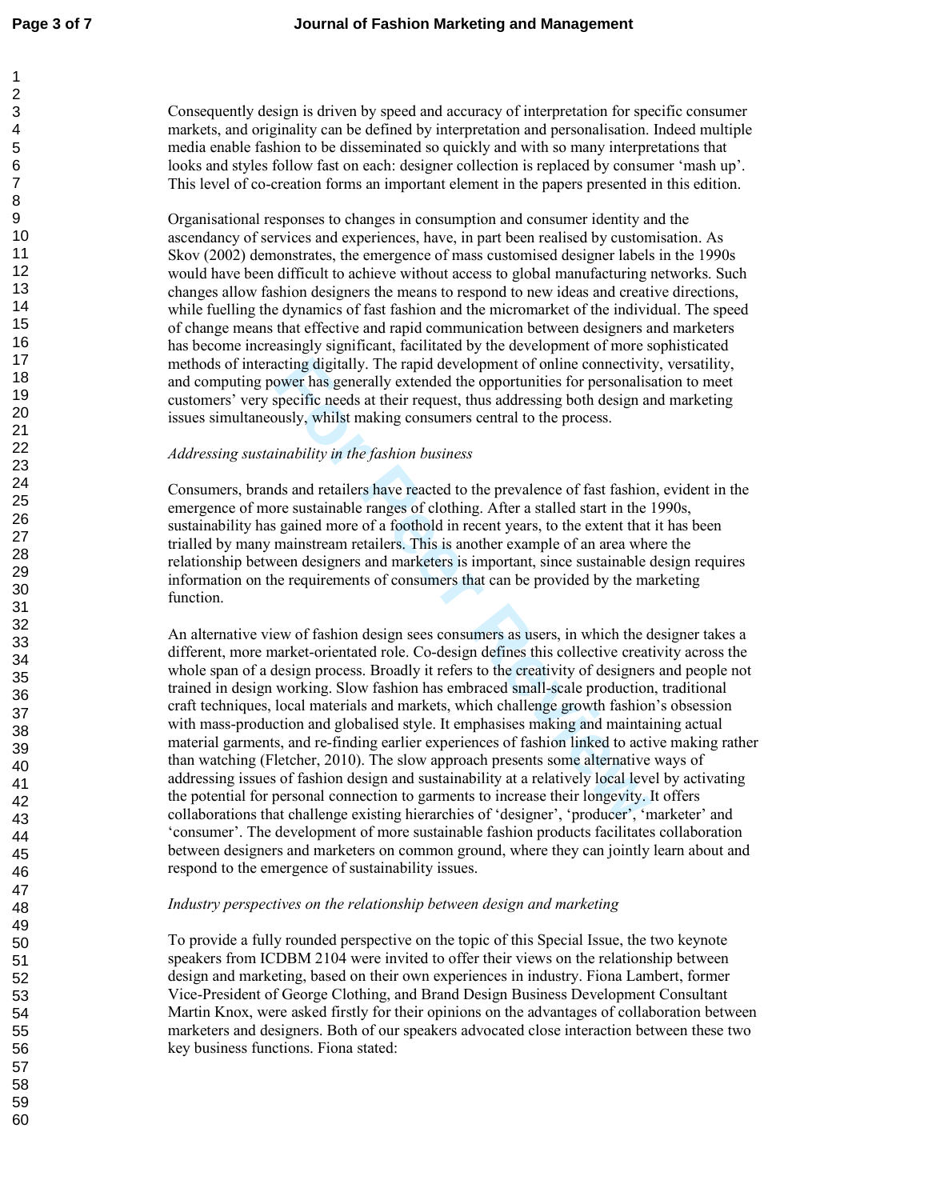Consequently design is driven by speed and accuracy of interpretation for specific consumer markets, and originality can be defined by interpretation and personalisation. Indeed multiple media enable fashion to be disseminated so quickly and with so many interpretations that looks and styles follow fast on each: designer collection is replaced by consumer 'mash up'. This level of co-creation forms an important element in the papers presented in this edition.

Organisational responses to changes in consumption and consumer identity and the ascendancy of services and experiences, have, in part been realised by customisation. As Skov (2002) demonstrates, the emergence of mass customised designer labels in the 1990s would have been difficult to achieve without access to global manufacturing networks. Such changes allow fashion designers the means to respond to new ideas and creative directions, while fuelling the dynamics of fast fashion and the micromarket of the individual. The speed of change means that effective and rapid communication between designers and marketers has become increasingly significant, facilitated by the development of more sophisticated methods of interacting digitally. The rapid development of online connectivity, versatility, and computing power has generally extended the opportunities for personalisation to meet customers' very specific needs at their request, thus addressing both design and marketing issues simultaneously, whilst making consumers central to the process.

*Addressing sustainability in the fashion business*

Consumers, brands and retailers have reacted to the prevalence of fast fashion, evident in the emergence of more sustainable ranges of clothing. After a stalled start in the 1990s, sustainability has gained more of a foothold in recent years, to the extent that it has been trialled by many mainstream retailers. This is another example of an area where the relationship between designers and marketers is important, since sustainable design requires information on the requirements of consumers that can be provided by the marketing function.

An alternative view of fashion design sees consumers as users, in which the designer takes a different, more market-orientated role. Co-design defines this collective creativity across the whole span of a design process. Broadly it refers to the creativity of designers and people not trained in design working. Slow fashion has embraced small-scale production, traditional craft techniques, local materials and markets, which challenge growth fashion's obsession with mass-production and globalised style. It emphasises making and maintaining actual material garments, and re-finding earlier experiences of fashion linked to active making rather than watching (Fletcher, 2010). The slow approach presents some alternative ways of addressing issues of fashion design and sustainability at a relatively local level by activating the potential for personal connection to garments to increase their longevity. It offers collaborations that challenge existing hierarchies of 'designer', 'producer', 'marketer' and 'consumer'. The development of more sustainable fashion products facilitates collaboration between designers and marketers on common ground, where they can jointly learn about and respond to the emergence of sustainability issues.

*Industry perspectives on the relationship between design and marketing*

To provide a fully rounded perspective on the topic of this Special Issue, the two keynote speakers from ICDBM 2104 were invited to offer their views on the relationship between design and marketing, based on their own experiences in industry. Fiona Lambert, former Vice-President of George Clothing, and Brand Design Business Development Consultant Martin Knox, were asked firstly for their opinions on the advantages of collaboration between marketers and designers. Both of our speakers advocated close interaction between these two key business functions. Fiona stated: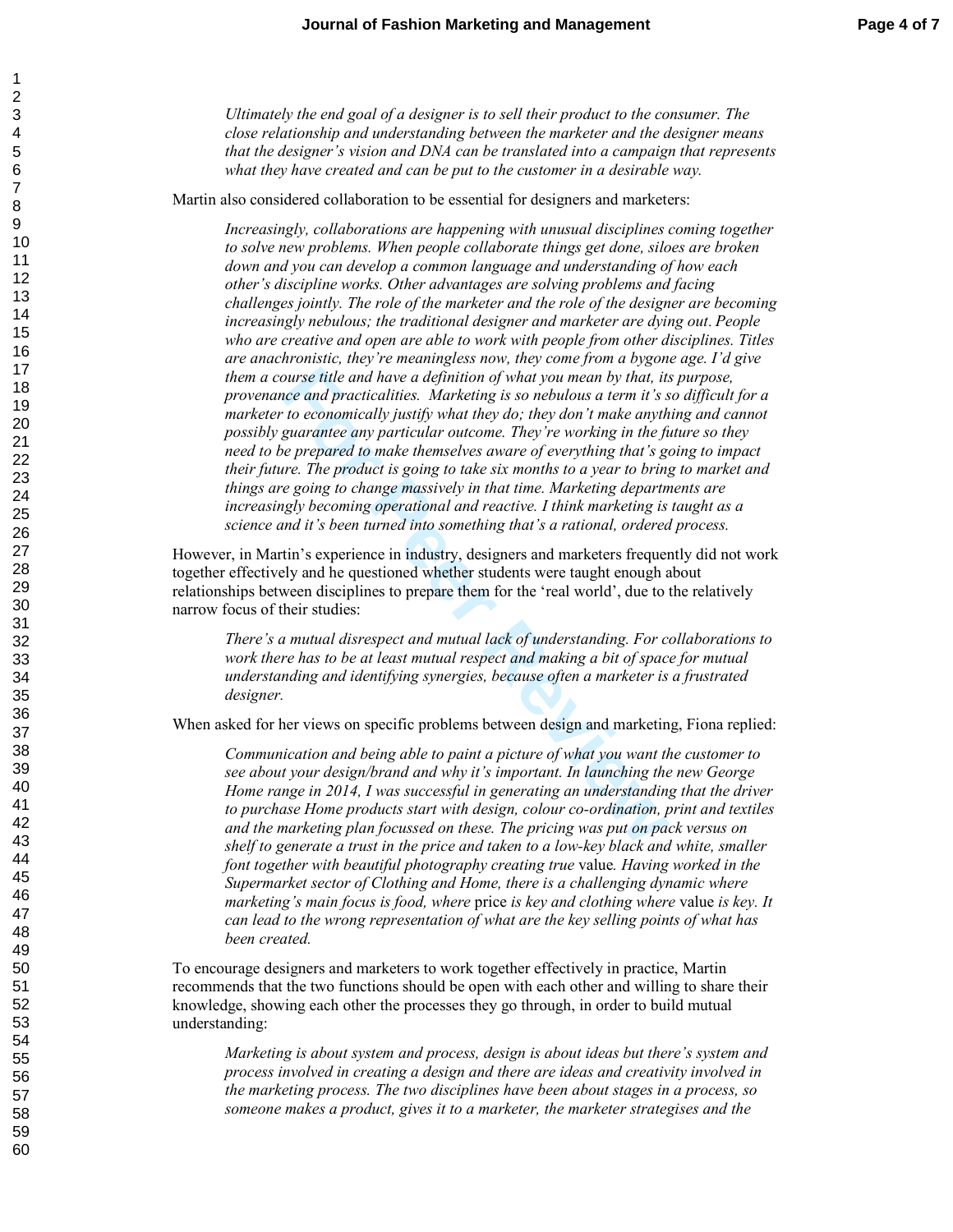*Ultimately the end goal of a designer is to sell their product to the consumer. The close relationship and understanding between the marketer and the designer means that the designer's vision and DNA can be translated into a campaign that represents what they have created and can be put to the customer in a desirable way.*

Martin also considered collaboration to be essential for designers and marketers:

*Increasingly, collaborations are happening with unusual disciplines coming together to solve new problems. When people collaborate things get done, siloes are broken down and you can develop a common language and understanding of how each other's discipline works. Other advantages are solving problems and facing challenges jointly. The role of the marketer and the role of the designer are becoming increasingly nebulous; the traditional designer and marketer are dying out. People who are creative and open are able to work with people from other disciplines. Titles are anachronistic, they're meaningless now, they come from a bygone age. I'd give them a course title and have a definition of what you mean by that, its purpose, provenance and practicalities. Marketing is so nebulous a term it's so difficult for a marketer to economically justify what they do; they don't make anything and cannot possibly guarantee any particular outcome. They're working in the future so they need to be prepared to make themselves aware of everything that's going to impact their future. The product is going to take six months to a year to bring to market and things are going to change massively in that time. Marketing departments are increasingly becoming operational and reactive. I think marketing is taught as a science and it's been turned into something that's a rational, ordered process.*

However, in Martin's experience in industry, designers and marketers frequently did not work together effectively and he questioned whether students were taught enough about relationships between disciplines to prepare them for the 'real world', due to the relatively narrow focus of their studies:

*There's a mutual disrespect and mutual lack of understanding. For collaborations to work there has to be at least mutual respect and making a bit of space for mutual understanding and identifying synergies, because often a marketer is a frustrated designer.*

When asked for her views on specific problems between design and marketing, Fiona replied:

*Communication and being able to paint a picture of what you want the customer to see about your design/brand and why it's important. In launching the new George Home range in 2014, I was successful in generating an understanding that the driver to purchase Home products start with design, colour co-ordination, print and textiles and the marketing plan focussed on these. The pricing was put on pack versus on shelf to generate a trust in the price and taken to a low-key black and white, smaller font together with beautiful photography creating true* value*. Having worked in the Supermarket sector of Clothing and Home, there is a challenging dynamic where marketing's main focus is food, where* price *is key and clothing where* value *is key. It can lead to the wrong representation of what are the key selling points of what has been created.*

To encourage designers and marketers to work together effectively in practice, Martin recommends that the two functions should be open with each other and willing to share their knowledge, showing each other the processes they go through, in order to build mutual understanding:

*Marketing is about system and process, design is about ideas but there's system and process involved in creating a design and there are ideas and creativity involved in the marketing process. The two disciplines have been about stages in a process, so someone makes a product, gives it to a marketer, the marketer strategises and the*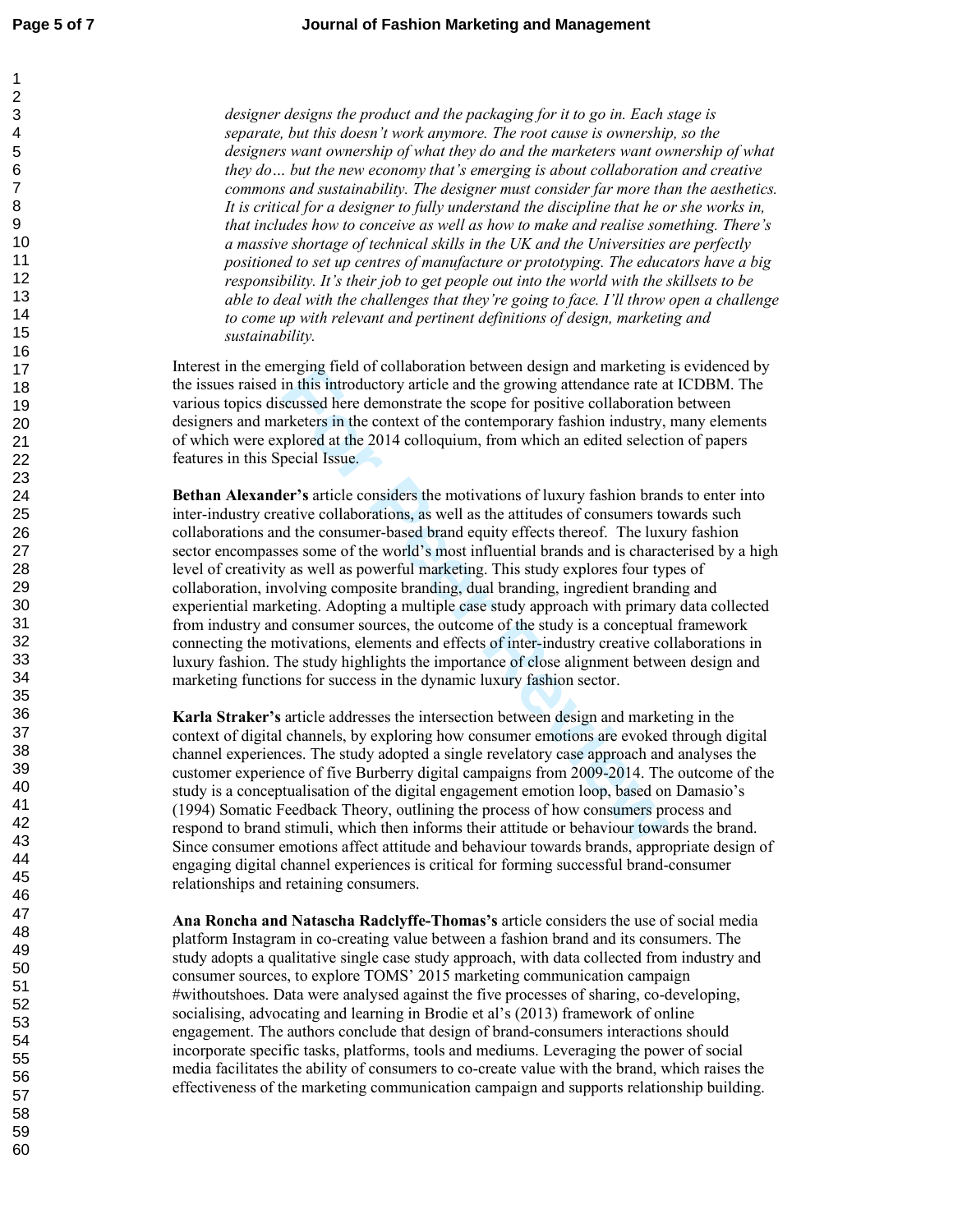*designer designs the product and the packaging for it to go in. Each stage is separate, but this doesn't work anymore. The root cause is ownership, so the designers want ownership of what they do and the marketers want ownership of what they do… but the new economy that's emerging is about collaboration and creative commons and sustainability. The designer must consider far more than the aesthetics. It is critical for a designer to fully understand the discipline that he or she works in, that includes how to conceive as well as how to make and realise something. There's a massive shortage of technical skills in the UK and the Universities are perfectly positioned to set up centres of manufacture or prototyping. The educators have a big responsibility. It's their job to get people out into the world with the skillsets to be able to deal with the challenges that they're going to face. I'll throw open a challenge to come up with relevant and pertinent definitions of design, marketing and sustainability.*

Interest in the emerging field of collaboration between design and marketing is evidenced by the issues raised in this introductory article and the growing attendance rate at ICDBM. The various topics discussed here demonstrate the scope for positive collaboration between designers and marketers in the context of the contemporary fashion industry, many elements of which were explored at the 2014 colloquium, from which an edited selection of papers features in this Special Issue.

**Bethan Alexander's** article considers the motivations of luxury fashion brands to enter into inter-industry creative collaborations, as well as the attitudes of consumers towards such collaborations and the consumer-based brand equity effects thereof. The luxury fashion sector encompasses some of the world's most influential brands and is characterised by a high level of creativity as well as powerful marketing. This study explores four types of collaboration, involving composite branding, dual branding, ingredient branding and experiential marketing. Adopting a multiple case study approach with primary data collected from industry and consumer sources, the outcome of the study is a conceptual framework connecting the motivations, elements and effects of inter-industry creative collaborations in luxury fashion. The study highlights the importance of close alignment between design and marketing functions for success in the dynamic luxury fashion sector.

**Karla Straker's** article addresses the intersection between design and marketing in the context of digital channels, by exploring how consumer emotions are evoked through digital channel experiences. The study adopted a single revelatory case approach and analyses the customer experience of five Burberry digital campaigns from 2009-2014. The outcome of the study is a conceptualisation of the digital engagement emotion loop, based on Damasio's (1994) Somatic Feedback Theory, outlining the process of how consumers process and respond to brand stimuli, which then informs their attitude or behaviour towards the brand. Since consumer emotions affect attitude and behaviour towards brands, appropriate design of engaging digital channel experiences is critical for forming successful brand-consumer relationships and retaining consumers.

**Ana Roncha and Natascha Radclyffe-Thomas's** article considers the use of social media platform Instagram in co-creating value between a fashion brand and its consumers. The study adopts a qualitative single case study approach, with data collected from industry and consumer sources, to explore TOMS' 2015 marketing communication campaign #withoutshoes. Data were analysed against the five processes of sharing, co-developing, socialising, advocating and learning in Brodie et al's (2013) framework of online engagement. The authors conclude that design of brand-consumers interactions should incorporate specific tasks, platforms, tools and mediums. Leveraging the power of social media facilitates the ability of consumers to co-create value with the brand, which raises the effectiveness of the marketing communication campaign and supports relationship building.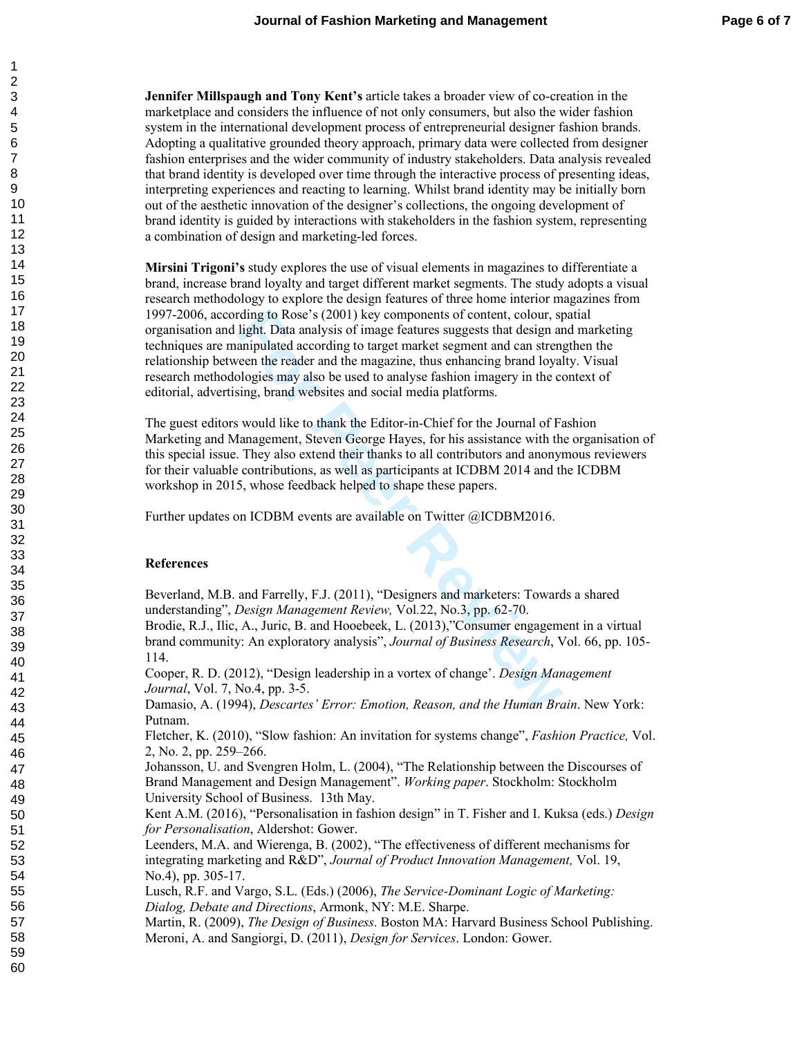**Jennifer Millspaugh and Tony Kent's** article takes a broader view of co-creation in the marketplace and considers the influence of not only consumers, but also the wider fashion system in the international development process of entrepreneurial designer fashion brands. Adopting a qualitative grounded theory approach, primary data were collected from designer fashion enterprises and the wider community of industry stakeholders. Data analysis revealed that brand identity is developed over time through the interactive process of presenting ideas, interpreting experiences and reacting to learning. Whilst brand identity may be initially born out of the aesthetic innovation of the designer's collections, the ongoing development of brand identity is guided by interactions with stakeholders in the fashion system, representing a combination of design and marketing-led forces.

**Mirsini Trigoni's** study explores the use of visual elements in magazines to differentiate a brand, increase brand loyalty and target different market segments. The study adopts a visual research methodology to explore the design features of three home interior magazines from 1997-2006, according to Rose's (2001) key components of content, colour, spatial organisation and light. Data analysis of image features suggests that design and marketing techniques are manipulated according to target market segment and can strengthen the relationship between the reader and the magazine, thus enhancing brand loyalty. Visual research methodologies may also be used to analyse fashion imagery in the context of editorial, advertising, brand websites and social media platforms.

The guest editors would like to thank the Editor-in-Chief for the Journal of Fashion Marketing and Management, Steven George Hayes, for his assistance with the organisation of this special issue. They also extend their thanks to all contributors and anonymous reviewers for their valuable contributions, as well as participants at ICDBM 2014 and the ICDBM workshop in 2015, whose feedback helped to shape these papers.

Further updates on ICDBM events are available on Twitter @ICDBM2016.

## References

Beverland, M.B. and Farrelly, F.J. (2011), "Designers and marketers: Towards a shared understanding", *Design Management Review,* Vol.22, No.3, pp. 62-70.
Brodie, R.J., Ilic, A., Juric, B. and Hooebeek, L. (2013),"Consumer engagement in a virtual brand community: An exploratory analysis", *Journal of Business Research*, Vol. 66, pp. 105-114.
Cooper, R. D. (2012), "Design leadership in a vortex of change'. *Design Management Journal*, Vol. 7, No.4, pp. 3-5.
Damasio, A. (1994), *Descartes' Error: Emotion, Reason, and the Human Brain*. New York: Putnam.
Fletcher, K. (2010), "Slow fashion: An invitation for systems change", *Fashion Practice,* Vol. 2, No. 2, pp. 259–266.
Johansson, U. and Svengren Holm, L. (2004), "The Relationship between the Discourses of Brand Management and Design Management". *Working paper*. Stockholm: Stockholm University School of Business. 13th May.
Kent A.M. (2016), "Personalisation in fashion design" in T. Fisher and I. Kuksa (eds.) *Design for Personalisation*, Aldershot: Gower.
Leenders, M.A. and Wierenga, B. (2002), "The effectiveness of different mechanisms for integrating marketing and R&D", *Journal of Product Innovation Management,* Vol. 19, No.4), pp. 305-17.
Lusch, R.F. and Vargo, S.L. (Eds.) (2006), *The Service-Dominant Logic of Marketing: Dialog, Debate and Directions*, Armonk, NY: M.E. Sharpe.
Martin, R. (2009), *The Design of Business*. Boston MA: Harvard Business School Publishing.
Meroni, A. and Sangiorgi, D. (2011), *Design for Services*. London: Gower.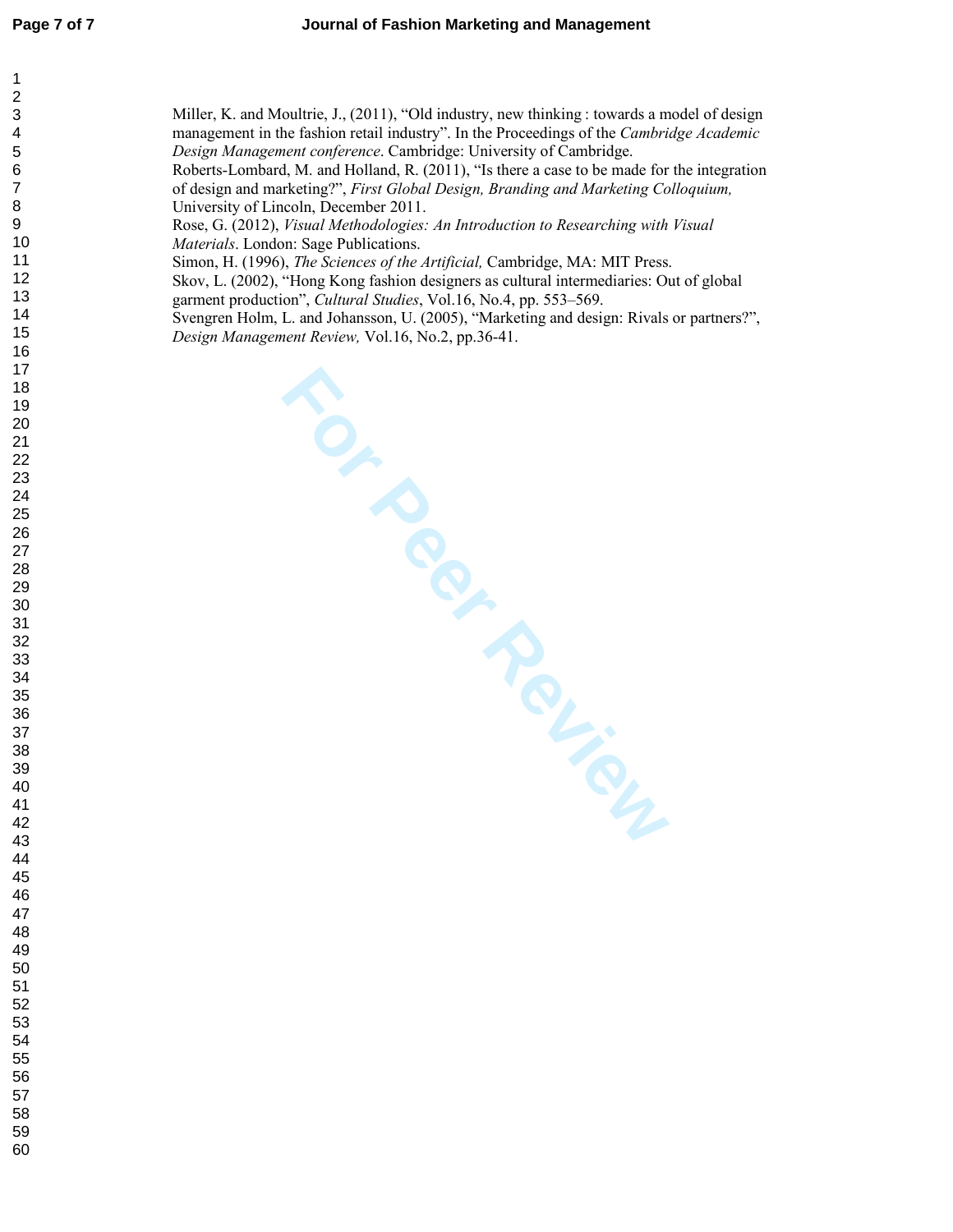Miller, K. and Moultrie, J., (2011), "Old industry, new thinking : towards a model of design management in the fashion retail industry". In the Proceedings of the *Cambridge Academic Design Management conference*. Cambridge: University of Cambridge.

Roberts-Lombard, M. and Holland, R. (2011), "Is there a case to be made for the integration of design and marketing?", *First Global Design, Branding and Marketing Colloquium,* University of Lincoln, December 2011.

Rose, G. (2012), *Visual Methodologies: An Introduction to Researching with Visual Materials*. London: Sage Publications.

Simon, H. (1996), *The Sciences of the Artificial,* Cambridge, MA: MIT Press.

Skov, L. (2002), "Hong Kong fashion designers as cultural intermediaries: Out of global garment production", *Cultural Studies*, Vol.16, No.4, pp. 553–569.

Svengren Holm, L. and Johansson, U. (2005), "Marketing and design: Rivals or partners?", *Design Management Review,* Vol.16, No.2, pp.36-41.